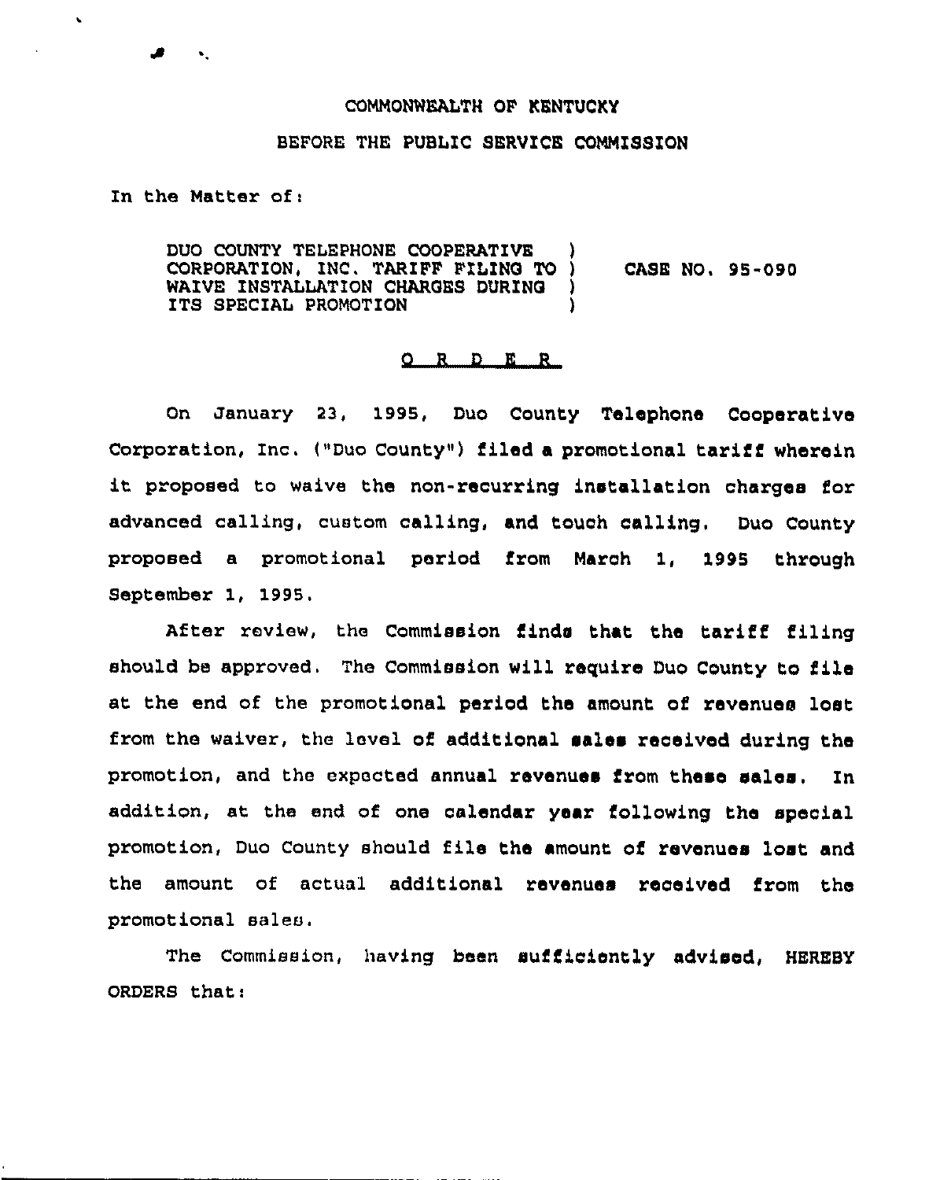COMMONWEALTH OF KENTUCKY

BEFORE THE PUBLIC SERVICE COMMISSION

In the Matter of:

DUO COUNTY TELEPHONE COOPERATIVE CORPORATION, INC. TARIFF FILING TO WAIVE INSTALLATION CHARGES DURING ITS SPECIAL PROMOTION ) CASE NO. 95-090

O R D E R

On January 23, 1995, Duo County Telephone Cooperative Corporation, Inc. ("Duo County") filed a promotional tariff wherein it proposed to waive the non-recurring installation charges for advanced calling, custom calling, and touch calling. Duo County proposed a promotional period from March 1, 1995 through September 1, 1995.

After review, the Commission finds that the tariff filing should be approved. The Commission will require Duo County to file at the end of the promotional period the amount of revenues lost from the waiver, the level of additional sales received during the promotion, and the expected annual revenues from these sales. In addition, at the end of one calendar year following the special promotion, Duo County should file the amount of revenues lost and the amount of actual additional revenues received from the promotional sales.

The Commission, having been sufficiently advised, HEREBY ORDERS that: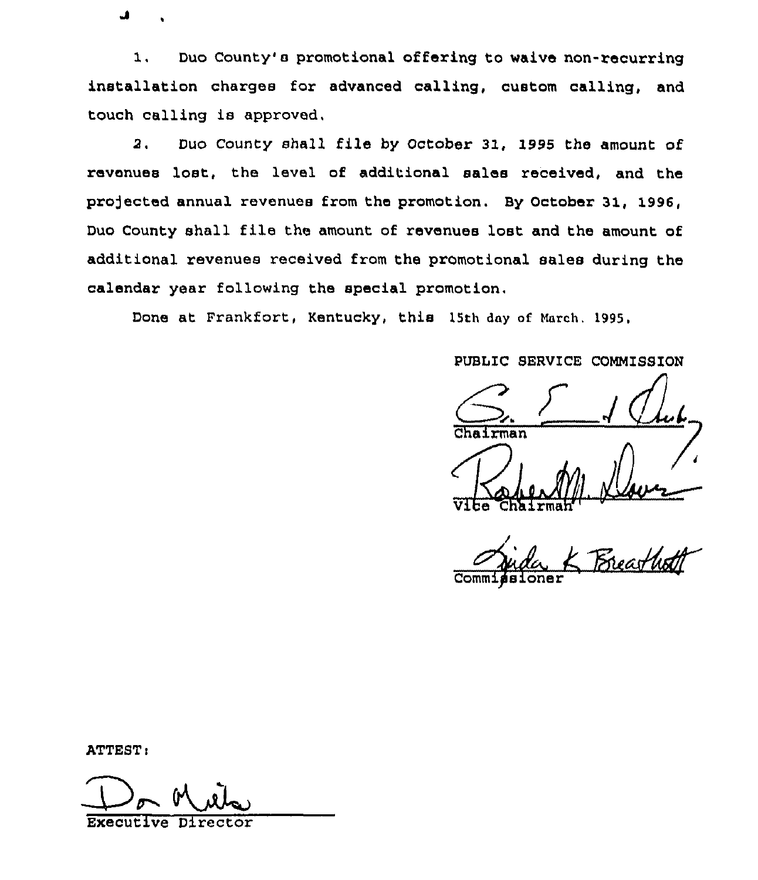1. Duo County's promotional offering to waive non-recurring installation charges for advanced calling, custom calling, and touch calling is approved.

2. Duo County shall file by October 31, 1995 the amount of revenues lost, the level of additional sales received, and the projected annual revenues from the promotion. By October 31, 1996, Duo County shall file the amount of revenues lost and the amount of additional revenues received from the promotional sales during the calendar year following the special promotion.

Done at Frankfort, Kentucky, this 15th day of March, 1995.

PUBLIC SERVICE COMMISSION

Chairman

Vice Chairman

Commissioner

ATTEST:

Executive Director